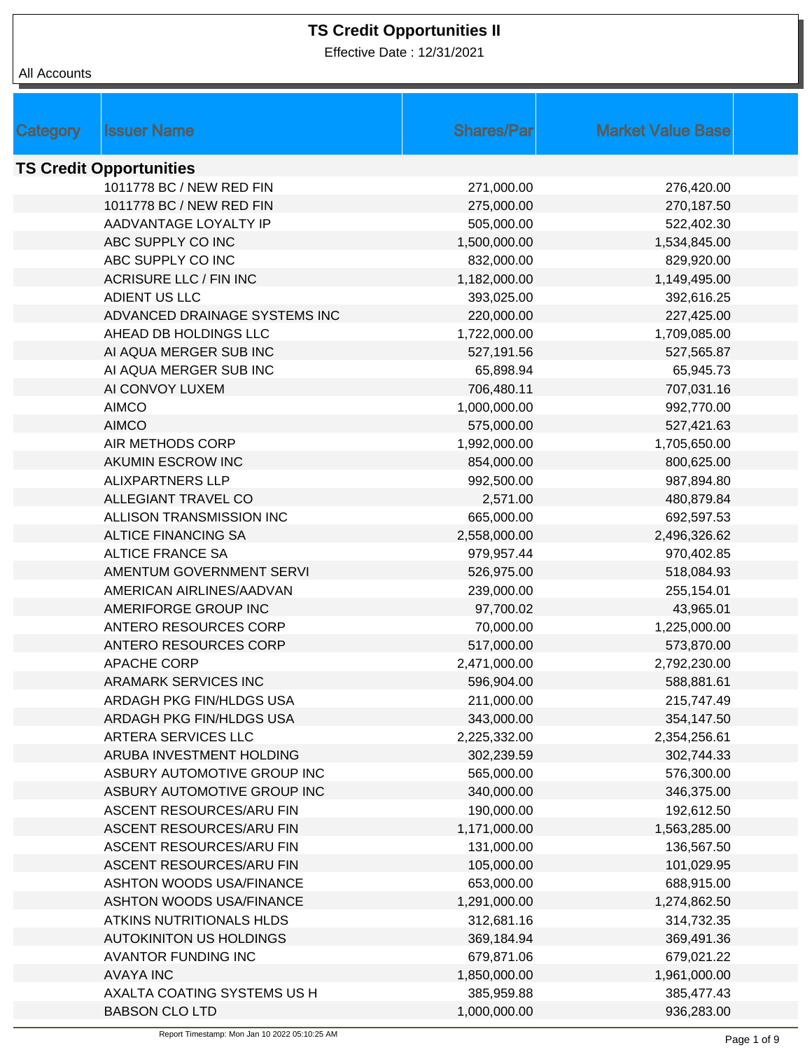# TS Credit Opportunities II

Effective Date : 12/31/2021

All Accounts

| Category | Issuer Name | Shares/Par | Market Value Base |
|---|---|---|---|
| **TS Credit Opportunities** | | | |
| | 1011778 BC / NEW RED FIN | 271,000.00 | 276,420.00 |
| | 1011778 BC / NEW RED FIN | 275,000.00 | 270,187.50 |
| | AADVANTAGE LOYALTY IP | 505,000.00 | 522,402.30 |
| | ABC SUPPLY CO INC | 1,500,000.00 | 1,534,845.00 |
| | ABC SUPPLY CO INC | 832,000.00 | 829,920.00 |
| | ACRISURE LLC / FIN INC | 1,182,000.00 | 1,149,495.00 |
| | ADIENT US LLC | 393,025.00 | 392,616.25 |
| | ADVANCED DRAINAGE SYSTEMS INC | 220,000.00 | 227,425.00 |
| | AHEAD DB HOLDINGS LLC | 1,722,000.00 | 1,709,085.00 |
| | AI AQUA MERGER SUB INC | 527,191.56 | 527,565.87 |
| | AI AQUA MERGER SUB INC | 65,898.94 | 65,945.73 |
| | AI CONVOY LUXEM | 706,480.11 | 707,031.16 |
| | AIMCO | 1,000,000.00 | 992,770.00 |
| | AIMCO | 575,000.00 | 527,421.63 |
| | AIR METHODS CORP | 1,992,000.00 | 1,705,650.00 |
| | AKUMIN ESCROW INC | 854,000.00 | 800,625.00 |
| | ALIXPARTNERS LLP | 992,500.00 | 987,894.80 |
| | ALLEGIANT TRAVEL CO | 2,571.00 | 480,879.84 |
| | ALLISON TRANSMISSION INC | 665,000.00 | 692,597.53 |
| | ALTICE FINANCING SA | 2,558,000.00 | 2,496,326.62 |
| | ALTICE FRANCE SA | 979,957.44 | 970,402.85 |
| | AMENTUM GOVERNMENT SERVI | 526,975.00 | 518,084.93 |
| | AMERICAN AIRLINES/AADVAN | 239,000.00 | 255,154.01 |
| | AMERIFORGE GROUP INC | 97,700.02 | 43,965.01 |
| | ANTERO RESOURCES CORP | 70,000.00 | 1,225,000.00 |
| | ANTERO RESOURCES CORP | 517,000.00 | 573,870.00 |
| | APACHE CORP | 2,471,000.00 | 2,792,230.00 |
| | ARAMARK SERVICES INC | 596,904.00 | 588,881.61 |
| | ARDAGH PKG FIN/HLDGS USA | 211,000.00 | 215,747.49 |
| | ARDAGH PKG FIN/HLDGS USA | 343,000.00 | 354,147.50 |
| | ARTERA SERVICES LLC | 2,225,332.00 | 2,354,256.61 |
| | ARUBA INVESTMENT HOLDING | 302,239.59 | 302,744.33 |
| | ASBURY AUTOMOTIVE GROUP INC | 565,000.00 | 576,300.00 |
| | ASBURY AUTOMOTIVE GROUP INC | 340,000.00 | 346,375.00 |
| | ASCENT RESOURCES/ARU FIN | 190,000.00 | 192,612.50 |
| | ASCENT RESOURCES/ARU FIN | 1,171,000.00 | 1,563,285.00 |
| | ASCENT RESOURCES/ARU FIN | 131,000.00 | 136,567.50 |
| | ASCENT RESOURCES/ARU FIN | 105,000.00 | 101,029.95 |
| | ASHTON WOODS USA/FINANCE | 653,000.00 | 688,915.00 |
| | ASHTON WOODS USA/FINANCE | 1,291,000.00 | 1,274,862.50 |
| | ATKINS NUTRITIONALS HLDS | 312,681.16 | 314,732.35 |
| | AUTOKINITON US HOLDINGS | 369,184.94 | 369,491.36 |
| | AVANTOR FUNDING INC | 679,871.06 | 679,021.22 |
| | AVAYA INC | 1,850,000.00 | 1,961,000.00 |
| | AXALTA COATING SYSTEMS US H | 385,959.88 | 385,477.43 |
| | BABSON CLO LTD | 1,000,000.00 | 936,283.00 |

Report Timestamp: Mon Jan 10 2022 05:10:25 AM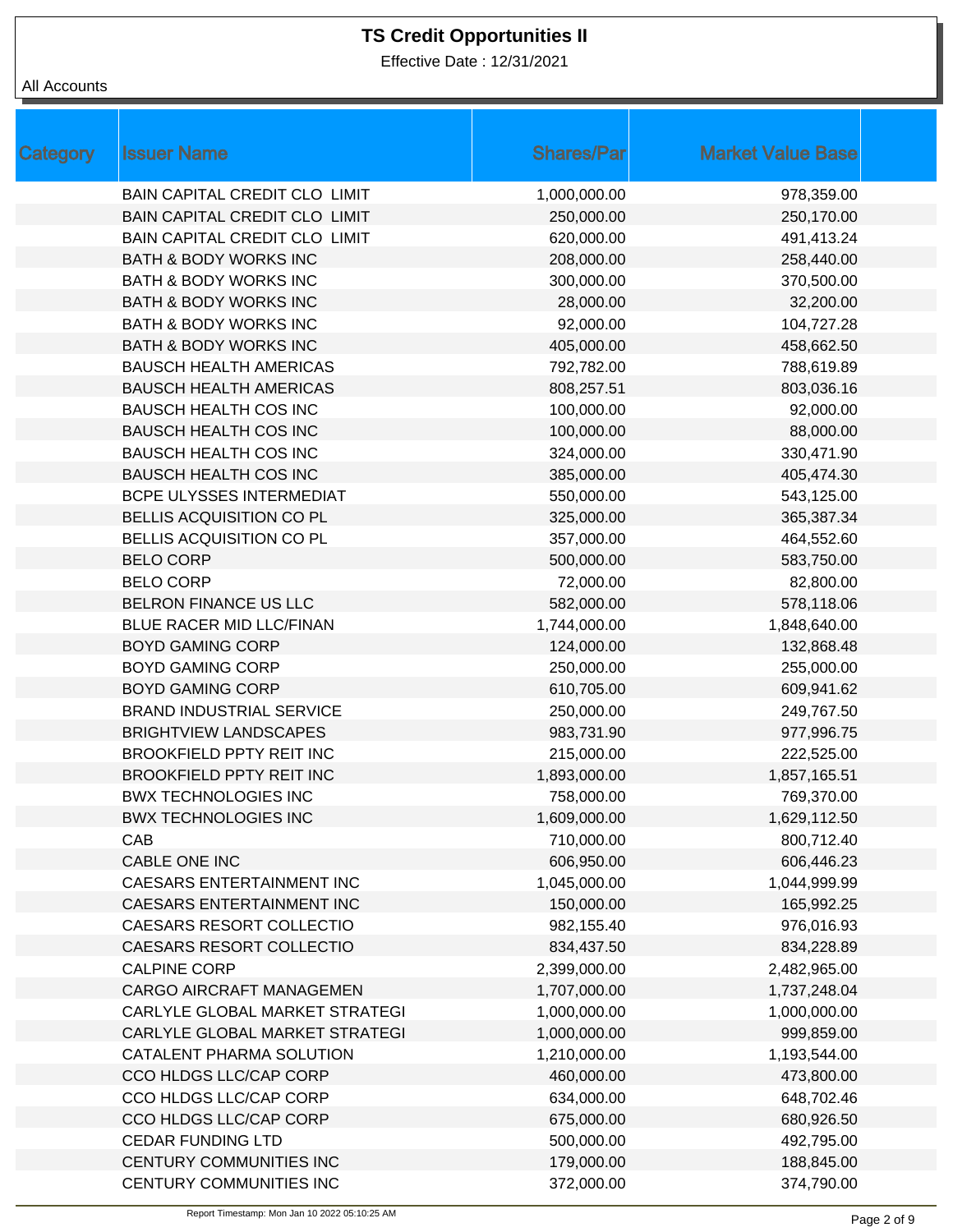# TS Credit Opportunities II

Effective Date : 12/31/2021

All Accounts

| Category | Issuer Name | Shares/Par | Market Value Base |
|---|---|---|---|
| | BAIN CAPITAL CREDIT CLO LIMIT | 1,000,000.00 | 978,359.00 |
| | BAIN CAPITAL CREDIT CLO LIMIT | 250,000.00 | 250,170.00 |
| | BAIN CAPITAL CREDIT CLO LIMIT | 620,000.00 | 491,413.24 |
| | BATH & BODY WORKS INC | 208,000.00 | 258,440.00 |
| | BATH & BODY WORKS INC | 300,000.00 | 370,500.00 |
| | BATH & BODY WORKS INC | 28,000.00 | 32,200.00 |
| | BATH & BODY WORKS INC | 92,000.00 | 104,727.28 |
| | BATH & BODY WORKS INC | 405,000.00 | 458,662.50 |
| | BAUSCH HEALTH AMERICAS | 792,782.00 | 788,619.89 |
| | BAUSCH HEALTH AMERICAS | 808,257.51 | 803,036.16 |
| | BAUSCH HEALTH COS INC | 100,000.00 | 92,000.00 |
| | BAUSCH HEALTH COS INC | 100,000.00 | 88,000.00 |
| | BAUSCH HEALTH COS INC | 324,000.00 | 330,471.90 |
| | BAUSCH HEALTH COS INC | 385,000.00 | 405,474.30 |
| | BCPE ULYSSES INTERMEDIAT | 550,000.00 | 543,125.00 |
| | BELLIS ACQUISITION CO PL | 325,000.00 | 365,387.34 |
| | BELLIS ACQUISITION CO PL | 357,000.00 | 464,552.60 |
| | BELO CORP | 500,000.00 | 583,750.00 |
| | BELO CORP | 72,000.00 | 82,800.00 |
| | BELRON FINANCE US LLC | 582,000.00 | 578,118.06 |
| | BLUE RACER MID LLC/FINAN | 1,744,000.00 | 1,848,640.00 |
| | BOYD GAMING CORP | 124,000.00 | 132,868.48 |
| | BOYD GAMING CORP | 250,000.00 | 255,000.00 |
| | BOYD GAMING CORP | 610,705.00 | 609,941.62 |
| | BRAND INDUSTRIAL SERVICE | 250,000.00 | 249,767.50 |
| | BRIGHTVIEW LANDSCAPES | 983,731.90 | 977,996.75 |
| | BROOKFIELD PPTY REIT INC | 215,000.00 | 222,525.00 |
| | BROOKFIELD PPTY REIT INC | 1,893,000.00 | 1,857,165.51 |
| | BWX TECHNOLOGIES INC | 758,000.00 | 769,370.00 |
| | BWX TECHNOLOGIES INC | 1,609,000.00 | 1,629,112.50 |
| | CAB | 710,000.00 | 800,712.40 |
| | CABLE ONE INC | 606,950.00 | 606,446.23 |
| | CAESARS ENTERTAINMENT INC | 1,045,000.00 | 1,044,999.99 |
| | CAESARS ENTERTAINMENT INC | 150,000.00 | 165,992.25 |
| | CAESARS RESORT COLLECTIO | 982,155.40 | 976,016.93 |
| | CAESARS RESORT COLLECTIO | 834,437.50 | 834,228.89 |
| | CALPINE CORP | 2,399,000.00 | 2,482,965.00 |
| | CARGO AIRCRAFT MANAGEMEN | 1,707,000.00 | 1,737,248.04 |
| | CARLYLE GLOBAL MARKET STRATEGI | 1,000,000.00 | 1,000,000.00 |
| | CARLYLE GLOBAL MARKET STRATEGI | 1,000,000.00 | 999,859.00 |
| | CATALENT PHARMA SOLUTION | 1,210,000.00 | 1,193,544.00 |
| | CCO HLDGS LLC/CAP CORP | 460,000.00 | 473,800.00 |
| | CCO HLDGS LLC/CAP CORP | 634,000.00 | 648,702.46 |
| | CCO HLDGS LLC/CAP CORP | 675,000.00 | 680,926.50 |
| | CEDAR FUNDING LTD | 500,000.00 | 492,795.00 |
| | CENTURY COMMUNITIES INC | 179,000.00 | 188,845.00 |
| | CENTURY COMMUNITIES INC | 372,000.00 | 374,790.00 |

Report Timestamp: Mon Jan 10 2022 05:10:25 AM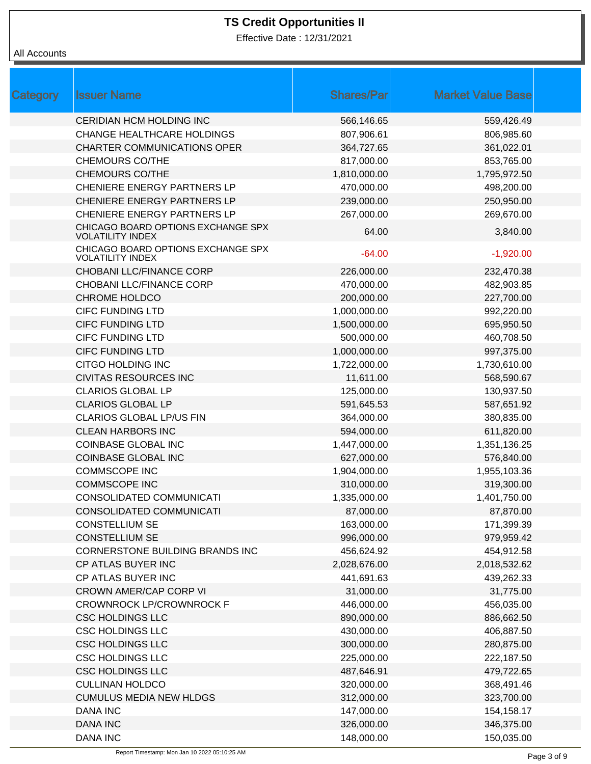# TS Credit Opportunities II

Effective Date : 12/31/2021

All Accounts

| Category | Issuer Name | Shares/Par | Market Value Base |
|---|---|---|---|
| | CERIDIAN HCM HOLDING INC | 566,146.65 | 559,426.49 |
| | CHANGE HEALTHCARE HOLDINGS | 807,906.61 | 806,985.60 |
| | CHARTER COMMUNICATIONS OPER | 364,727.65 | 361,022.01 |
| | CHEMOURS CO/THE | 817,000.00 | 853,765.00 |
| | CHEMOURS CO/THE | 1,810,000.00 | 1,795,972.50 |
| | CHENIERE ENERGY PARTNERS LP | 470,000.00 | 498,200.00 |
| | CHENIERE ENERGY PARTNERS LP | 239,000.00 | 250,950.00 |
| | CHENIERE ENERGY PARTNERS LP | 267,000.00 | 269,670.00 |
| | CHICAGO BOARD OPTIONS EXCHANGE SPX VOLATILITY INDEX | 64.00 | 3,840.00 |
| | CHICAGO BOARD OPTIONS EXCHANGE SPX VOLATILITY INDEX | -64.00 | -1,920.00 |
| | CHOBANI LLC/FINANCE CORP | 226,000.00 | 232,470.38 |
| | CHOBANI LLC/FINANCE CORP | 470,000.00 | 482,903.85 |
| | CHROME HOLDCO | 200,000.00 | 227,700.00 |
| | CIFC FUNDING LTD | 1,000,000.00 | 992,220.00 |
| | CIFC FUNDING LTD | 1,500,000.00 | 695,950.50 |
| | CIFC FUNDING LTD | 500,000.00 | 460,708.50 |
| | CIFC FUNDING LTD | 1,000,000.00 | 997,375.00 |
| | CITGO HOLDING INC | 1,722,000.00 | 1,730,610.00 |
| | CIVITAS RESOURCES INC | 11,611.00 | 568,590.67 |
| | CLARIOS GLOBAL LP | 125,000.00 | 130,937.50 |
| | CLARIOS GLOBAL LP | 591,645.53 | 587,651.92 |
| | CLARIOS GLOBAL LP/US FIN | 364,000.00 | 380,835.00 |
| | CLEAN HARBORS INC | 594,000.00 | 611,820.00 |
| | COINBASE GLOBAL INC | 1,447,000.00 | 1,351,136.25 |
| | COINBASE GLOBAL INC | 627,000.00 | 576,840.00 |
| | COMMSCOPE INC | 1,904,000.00 | 1,955,103.36 |
| | COMMSCOPE INC | 310,000.00 | 319,300.00 |
| | CONSOLIDATED COMMUNICATI | 1,335,000.00 | 1,401,750.00 |
| | CONSOLIDATED COMMUNICATI | 87,000.00 | 87,870.00 |
| | CONSTELLIUM SE | 163,000.00 | 171,399.39 |
| | CONSTELLIUM SE | 996,000.00 | 979,959.42 |
| | CORNERSTONE BUILDING BRANDS INC | 456,624.92 | 454,912.58 |
| | CP ATLAS BUYER INC | 2,028,676.00 | 2,018,532.62 |
| | CP ATLAS BUYER INC | 441,691.63 | 439,262.33 |
| | CROWN AMER/CAP CORP VI | 31,000.00 | 31,775.00 |
| | CROWNROCK LP/CROWNROCK F | 446,000.00 | 456,035.00 |
| | CSC HOLDINGS LLC | 890,000.00 | 886,662.50 |
| | CSC HOLDINGS LLC | 430,000.00 | 406,887.50 |
| | CSC HOLDINGS LLC | 300,000.00 | 280,875.00 |
| | CSC HOLDINGS LLC | 225,000.00 | 222,187.50 |
| | CSC HOLDINGS LLC | 487,646.91 | 479,722.65 |
| | CULLINAN HOLDCO | 320,000.00 | 368,491.46 |
| | CUMULUS MEDIA NEW HLDGS | 312,000.00 | 323,700.00 |
| | DANA INC | 147,000.00 | 154,158.17 |
| | DANA INC | 326,000.00 | 346,375.00 |
| | DANA INC | 148,000.00 | 150,035.00 |

Report Timestamp: Mon Jan 10 2022 05:10:25 AM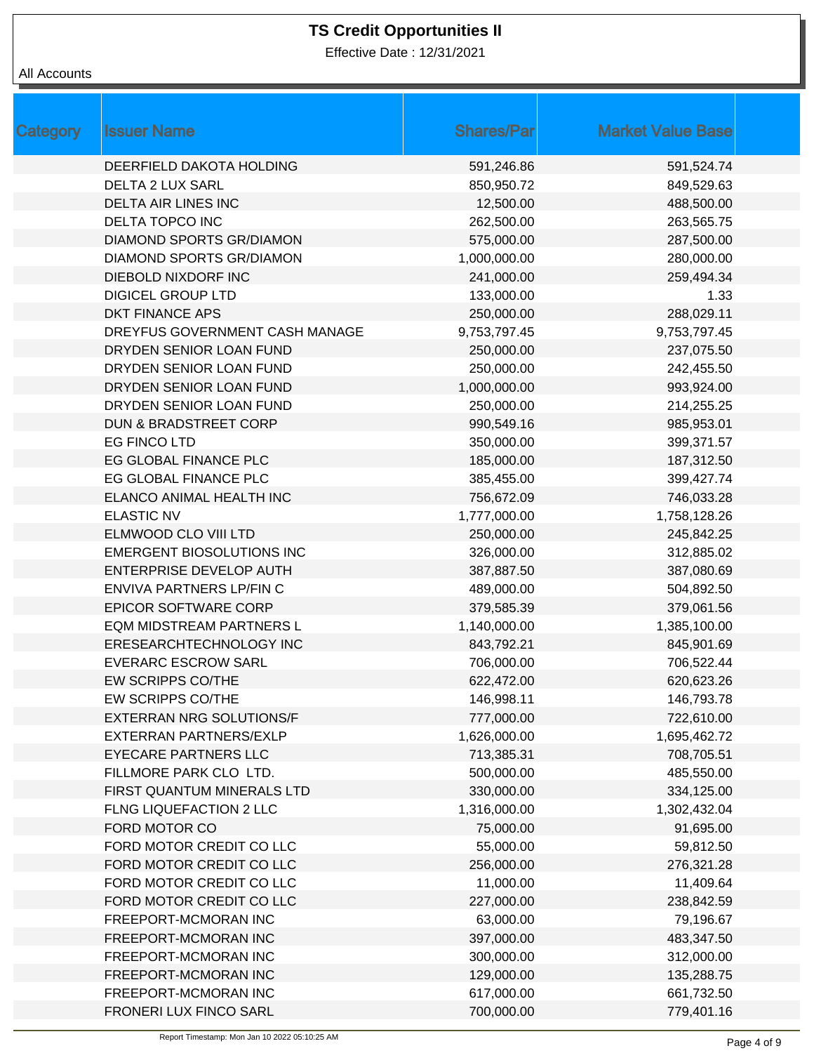# TS Credit Opportunities II

Effective Date : 12/31/2021

All Accounts

| Category | Issuer Name | Shares/Par | Market Value Base |
|---|---|---|---|
| | DEERFIELD DAKOTA HOLDING | 591,246.86 | 591,524.74 |
| | DELTA 2 LUX SARL | 850,950.72 | 849,529.63 |
| | DELTA AIR LINES INC | 12,500.00 | 488,500.00 |
| | DELTA TOPCO INC | 262,500.00 | 263,565.75 |
| | DIAMOND SPORTS GR/DIAMON | 575,000.00 | 287,500.00 |
| | DIAMOND SPORTS GR/DIAMON | 1,000,000.00 | 280,000.00 |
| | DIEBOLD NIXDORF INC | 241,000.00 | 259,494.34 |
| | DIGICEL GROUP LTD | 133,000.00 | 1.33 |
| | DKT FINANCE APS | 250,000.00 | 288,029.11 |
| | DREYFUS GOVERNMENT CASH MANAGE | 9,753,797.45 | 9,753,797.45 |
| | DRYDEN SENIOR LOAN FUND | 250,000.00 | 237,075.50 |
| | DRYDEN SENIOR LOAN FUND | 250,000.00 | 242,455.50 |
| | DRYDEN SENIOR LOAN FUND | 1,000,000.00 | 993,924.00 |
| | DRYDEN SENIOR LOAN FUND | 250,000.00 | 214,255.25 |
| | DUN & BRADSTREET CORP | 990,549.16 | 985,953.01 |
| | EG FINCO LTD | 350,000.00 | 399,371.57 |
| | EG GLOBAL FINANCE PLC | 185,000.00 | 187,312.50 |
| | EG GLOBAL FINANCE PLC | 385,455.00 | 399,427.74 |
| | ELANCO ANIMAL HEALTH INC | 756,672.09 | 746,033.28 |
| | ELASTIC NV | 1,777,000.00 | 1,758,128.26 |
| | ELMWOOD CLO VIII LTD | 250,000.00 | 245,842.25 |
| | EMERGENT BIOSOLUTIONS INC | 326,000.00 | 312,885.02 |
| | ENTERPRISE DEVELOP AUTH | 387,887.50 | 387,080.69 |
| | ENVIVA PARTNERS LP/FIN C | 489,000.00 | 504,892.50 |
| | EPICOR SOFTWARE CORP | 379,585.39 | 379,061.56 |
| | EQM MIDSTREAM PARTNERS L | 1,140,000.00 | 1,385,100.00 |
| | ERESEARCHTECHNOLOGY INC | 843,792.21 | 845,901.69 |
| | EVERARC ESCROW SARL | 706,000.00 | 706,522.44 |
| | EW SCRIPPS CO/THE | 622,472.00 | 620,623.26 |
| | EW SCRIPPS CO/THE | 146,998.11 | 146,793.78 |
| | EXTERRAN NRG SOLUTIONS/F | 777,000.00 | 722,610.00 |
| | EXTERRAN PARTNERS/EXLP | 1,626,000.00 | 1,695,462.72 |
| | EYECARE PARTNERS LLC | 713,385.31 | 708,705.51 |
| | FILLMORE PARK CLO LTD. | 500,000.00 | 485,550.00 |
| | FIRST QUANTUM MINERALS LTD | 330,000.00 | 334,125.00 |
| | FLNG LIQUEFACTION 2 LLC | 1,316,000.00 | 1,302,432.04 |
| | FORD MOTOR CO | 75,000.00 | 91,695.00 |
| | FORD MOTOR CREDIT CO LLC | 55,000.00 | 59,812.50 |
| | FORD MOTOR CREDIT CO LLC | 256,000.00 | 276,321.28 |
| | FORD MOTOR CREDIT CO LLC | 11,000.00 | 11,409.64 |
| | FORD MOTOR CREDIT CO LLC | 227,000.00 | 238,842.59 |
| | FREEPORT-MCMORAN INC | 63,000.00 | 79,196.67 |
| | FREEPORT-MCMORAN INC | 397,000.00 | 483,347.50 |
| | FREEPORT-MCMORAN INC | 300,000.00 | 312,000.00 |
| | FREEPORT-MCMORAN INC | 129,000.00 | 135,288.75 |
| | FREEPORT-MCMORAN INC | 617,000.00 | 661,732.50 |
| | FRONERI LUX FINCO SARL | 700,000.00 | 779,401.16 |

Report Timestamp: Mon Jan 10 2022 05:10:25 AM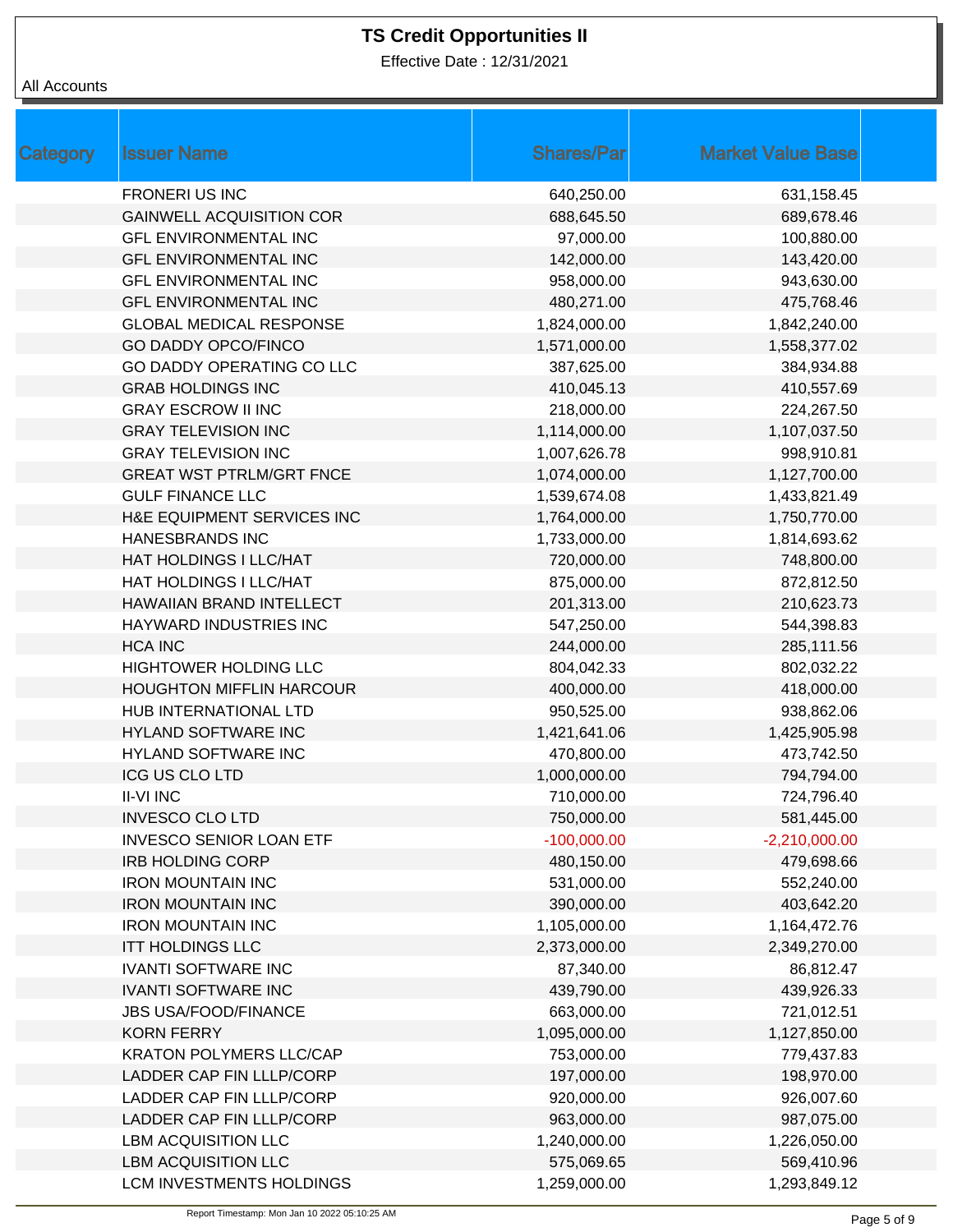# TS Credit Opportunities II

Effective Date : 12/31/2021

All Accounts

| Category | Issuer Name | Shares/Par | Market Value Base |
|---|---|---|---|
| | FRONERI US INC | 640,250.00 | 631,158.45 |
| | GAINWELL ACQUISITION COR | 688,645.50 | 689,678.46 |
| | GFL ENVIRONMENTAL INC | 97,000.00 | 100,880.00 |
| | GFL ENVIRONMENTAL INC | 142,000.00 | 143,420.00 |
| | GFL ENVIRONMENTAL INC | 958,000.00 | 943,630.00 |
| | GFL ENVIRONMENTAL INC | 480,271.00 | 475,768.46 |
| | GLOBAL MEDICAL RESPONSE | 1,824,000.00 | 1,842,240.00 |
| | GO DADDY OPCO/FINCO | 1,571,000.00 | 1,558,377.02 |
| | GO DADDY OPERATING CO LLC | 387,625.00 | 384,934.88 |
| | GRAB HOLDINGS INC | 410,045.13 | 410,557.69 |
| | GRAY ESCROW II INC | 218,000.00 | 224,267.50 |
| | GRAY TELEVISION INC | 1,114,000.00 | 1,107,037.50 |
| | GRAY TELEVISION INC | 1,007,626.78 | 998,910.81 |
| | GREAT WST PTRLM/GRT FNCE | 1,074,000.00 | 1,127,700.00 |
| | GULF FINANCE LLC | 1,539,674.08 | 1,433,821.49 |
| | H&E EQUIPMENT SERVICES INC | 1,764,000.00 | 1,750,770.00 |
| | HANESBRANDS INC | 1,733,000.00 | 1,814,693.62 |
| | HAT HOLDINGS I LLC/HAT | 720,000.00 | 748,800.00 |
| | HAT HOLDINGS I LLC/HAT | 875,000.00 | 872,812.50 |
| | HAWAIIAN BRAND INTELLECT | 201,313.00 | 210,623.73 |
| | HAYWARD INDUSTRIES INC | 547,250.00 | 544,398.83 |
| | HCA INC | 244,000.00 | 285,111.56 |
| | HIGHTOWER HOLDING LLC | 804,042.33 | 802,032.22 |
| | HOUGHTON MIFFLIN HARCOUR | 400,000.00 | 418,000.00 |
| | HUB INTERNATIONAL LTD | 950,525.00 | 938,862.06 |
| | HYLAND SOFTWARE INC | 1,421,641.06 | 1,425,905.98 |
| | HYLAND SOFTWARE INC | 470,800.00 | 473,742.50 |
| | ICG US CLO LTD | 1,000,000.00 | 794,794.00 |
| | II-VI INC | 710,000.00 | 724,796.40 |
| | INVESCO CLO LTD | 750,000.00 | 581,445.00 |
| | INVESCO SENIOR LOAN ETF | -100,000.00 | -2,210,000.00 |
| | IRB HOLDING CORP | 480,150.00 | 479,698.66 |
| | IRON MOUNTAIN INC | 531,000.00 | 552,240.00 |
| | IRON MOUNTAIN INC | 390,000.00 | 403,642.20 |
| | IRON MOUNTAIN INC | 1,105,000.00 | 1,164,472.76 |
| | ITT HOLDINGS LLC | 2,373,000.00 | 2,349,270.00 |
| | IVANTI SOFTWARE INC | 87,340.00 | 86,812.47 |
| | IVANTI SOFTWARE INC | 439,790.00 | 439,926.33 |
| | JBS USA/FOOD/FINANCE | 663,000.00 | 721,012.51 |
| | KORN FERRY | 1,095,000.00 | 1,127,850.00 |
| | KRATON POLYMERS LLC/CAP | 753,000.00 | 779,437.83 |
| | LADDER CAP FIN LLLP/CORP | 197,000.00 | 198,970.00 |
| | LADDER CAP FIN LLLP/CORP | 920,000.00 | 926,007.60 |
| | LADDER CAP FIN LLLP/CORP | 963,000.00 | 987,075.00 |
| | LBM ACQUISITION LLC | 1,240,000.00 | 1,226,050.00 |
| | LBM ACQUISITION LLC | 575,069.65 | 569,410.96 |
| | LCM INVESTMENTS HOLDINGS | 1,259,000.00 | 1,293,849.12 |

Report Timestamp: Mon Jan 10 2022 05:10:25 AM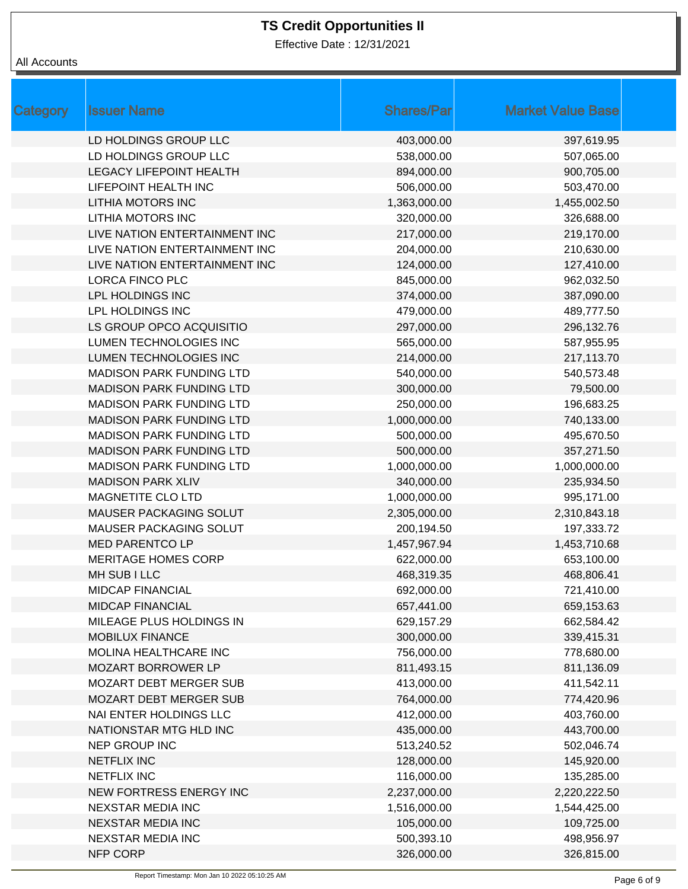# TS Credit Opportunities II

Effective Date : 12/31/2021

All Accounts

| Category | Issuer Name | Shares/Par | Market Value Base |
|---|---|---|---|
| | LD HOLDINGS GROUP LLC | 403,000.00 | 397,619.95 |
| | LD HOLDINGS GROUP LLC | 538,000.00 | 507,065.00 |
| | LEGACY LIFEPOINT HEALTH | 894,000.00 | 900,705.00 |
| | LIFEPOINT HEALTH INC | 506,000.00 | 503,470.00 |
| | LITHIA MOTORS INC | 1,363,000.00 | 1,455,002.50 |
| | LITHIA MOTORS INC | 320,000.00 | 326,688.00 |
| | LIVE NATION ENTERTAINMENT INC | 217,000.00 | 219,170.00 |
| | LIVE NATION ENTERTAINMENT INC | 204,000.00 | 210,630.00 |
| | LIVE NATION ENTERTAINMENT INC | 124,000.00 | 127,410.00 |
| | LORCA FINCO PLC | 845,000.00 | 962,032.50 |
| | LPL HOLDINGS INC | 374,000.00 | 387,090.00 |
| | LPL HOLDINGS INC | 479,000.00 | 489,777.50 |
| | LS GROUP OPCO ACQUISITIO | 297,000.00 | 296,132.76 |
| | LUMEN TECHNOLOGIES INC | 565,000.00 | 587,955.95 |
| | LUMEN TECHNOLOGIES INC | 214,000.00 | 217,113.70 |
| | MADISON PARK FUNDING LTD | 540,000.00 | 540,573.48 |
| | MADISON PARK FUNDING LTD | 300,000.00 | 79,500.00 |
| | MADISON PARK FUNDING LTD | 250,000.00 | 196,683.25 |
| | MADISON PARK FUNDING LTD | 1,000,000.00 | 740,133.00 |
| | MADISON PARK FUNDING LTD | 500,000.00 | 495,670.50 |
| | MADISON PARK FUNDING LTD | 500,000.00 | 357,271.50 |
| | MADISON PARK FUNDING LTD | 1,000,000.00 | 1,000,000.00 |
| | MADISON PARK XLIV | 340,000.00 | 235,934.50 |
| | MAGNETITE CLO LTD | 1,000,000.00 | 995,171.00 |
| | MAUSER PACKAGING SOLUT | 2,305,000.00 | 2,310,843.18 |
| | MAUSER PACKAGING SOLUT | 200,194.50 | 197,333.72 |
| | MED PARENTCO LP | 1,457,967.94 | 1,453,710.68 |
| | MERITAGE HOMES CORP | 622,000.00 | 653,100.00 |
| | MH SUB I LLC | 468,319.35 | 468,806.41 |
| | MIDCAP FINANCIAL | 692,000.00 | 721,410.00 |
| | MIDCAP FINANCIAL | 657,441.00 | 659,153.63 |
| | MILEAGE PLUS HOLDINGS IN | 629,157.29 | 662,584.42 |
| | MOBILUX FINANCE | 300,000.00 | 339,415.31 |
| | MOLINA HEALTHCARE INC | 756,000.00 | 778,680.00 |
| | MOZART BORROWER LP | 811,493.15 | 811,136.09 |
| | MOZART DEBT MERGER SUB | 413,000.00 | 411,542.11 |
| | MOZART DEBT MERGER SUB | 764,000.00 | 774,420.96 |
| | NAI ENTER HOLDINGS LLC | 412,000.00 | 403,760.00 |
| | NATIONSTAR MTG HLD INC | 435,000.00 | 443,700.00 |
| | NEP GROUP INC | 513,240.52 | 502,046.74 |
| | NETFLIX INC | 128,000.00 | 145,920.00 |
| | NETFLIX INC | 116,000.00 | 135,285.00 |
| | NEW FORTRESS ENERGY INC | 2,237,000.00 | 2,220,222.50 |
| | NEXSTAR MEDIA INC | 1,516,000.00 | 1,544,425.00 |
| | NEXSTAR MEDIA INC | 105,000.00 | 109,725.00 |
| | NEXSTAR MEDIA INC | 500,393.10 | 498,956.97 |
| | NFP CORP | 326,000.00 | 326,815.00 |

Report Timestamp: Mon Jan 10 2022 05:10:25 AM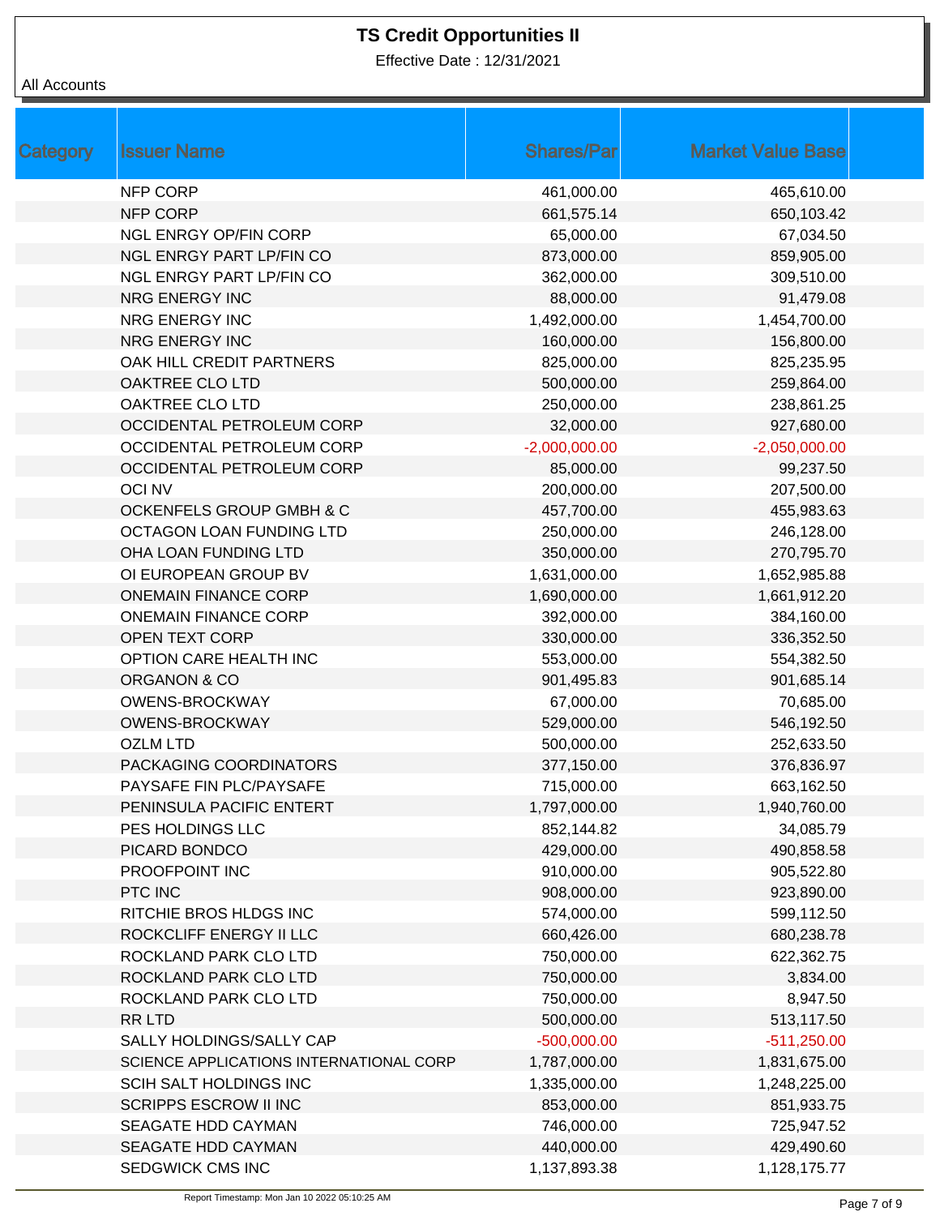# TS Credit Opportunities II

Effective Date : 12/31/2021

All Accounts

| Category | Issuer Name | Shares/Par | Market Value Base |
|---|---|---|---|
| | NFP CORP | 461,000.00 | 465,610.00 |
| | NFP CORP | 661,575.14 | 650,103.42 |
| | NGL ENRGY OP/FIN CORP | 65,000.00 | 67,034.50 |
| | NGL ENRGY PART LP/FIN CO | 873,000.00 | 859,905.00 |
| | NGL ENRGY PART LP/FIN CO | 362,000.00 | 309,510.00 |
| | NRG ENERGY INC | 88,000.00 | 91,479.08 |
| | NRG ENERGY INC | 1,492,000.00 | 1,454,700.00 |
| | NRG ENERGY INC | 160,000.00 | 156,800.00 |
| | OAK HILL CREDIT PARTNERS | 825,000.00 | 825,235.95 |
| | OAKTREE CLO LTD | 500,000.00 | 259,864.00 |
| | OAKTREE CLO LTD | 250,000.00 | 238,861.25 |
| | OCCIDENTAL PETROLEUM CORP | 32,000.00 | 927,680.00 |
| | OCCIDENTAL PETROLEUM CORP | -2,000,000.00 | -2,050,000.00 |
| | OCCIDENTAL PETROLEUM CORP | 85,000.00 | 99,237.50 |
| | OCI NV | 200,000.00 | 207,500.00 |
| | OCKENFELS GROUP GMBH & C | 457,700.00 | 455,983.63 |
| | OCTAGON LOAN FUNDING LTD | 250,000.00 | 246,128.00 |
| | OHA LOAN FUNDING LTD | 350,000.00 | 270,795.70 |
| | OI EUROPEAN GROUP BV | 1,631,000.00 | 1,652,985.88 |
| | ONEMAIN FINANCE CORP | 1,690,000.00 | 1,661,912.20 |
| | ONEMAIN FINANCE CORP | 392,000.00 | 384,160.00 |
| | OPEN TEXT CORP | 330,000.00 | 336,352.50 |
| | OPTION CARE HEALTH INC | 553,000.00 | 554,382.50 |
| | ORGANON & CO | 901,495.83 | 901,685.14 |
| | OWENS-BROCKWAY | 67,000.00 | 70,685.00 |
| | OWENS-BROCKWAY | 529,000.00 | 546,192.50 |
| | OZLM LTD | 500,000.00 | 252,633.50 |
| | PACKAGING COORDINATORS | 377,150.00 | 376,836.97 |
| | PAYSAFE FIN PLC/PAYSAFE | 715,000.00 | 663,162.50 |
| | PENINSULA PACIFIC ENTERT | 1,797,000.00 | 1,940,760.00 |
| | PES HOLDINGS LLC | 852,144.82 | 34,085.79 |
| | PICARD BONDCO | 429,000.00 | 490,858.58 |
| | PROOFPOINT INC | 910,000.00 | 905,522.80 |
| | PTC INC | 908,000.00 | 923,890.00 |
| | RITCHIE BROS HLDGS INC | 574,000.00 | 599,112.50 |
| | ROCKCLIFF ENERGY II LLC | 660,426.00 | 680,238.78 |
| | ROCKLAND PARK CLO LTD | 750,000.00 | 622,362.75 |
| | ROCKLAND PARK CLO LTD | 750,000.00 | 3,834.00 |
| | ROCKLAND PARK CLO LTD | 750,000.00 | 8,947.50 |
| | RR LTD | 500,000.00 | 513,117.50 |
| | SALLY HOLDINGS/SALLY CAP | -500,000.00 | -511,250.00 |
| | SCIENCE APPLICATIONS INTERNATIONAL CORP | 1,787,000.00 | 1,831,675.00 |
| | SCIH SALT HOLDINGS INC | 1,335,000.00 | 1,248,225.00 |
| | SCRIPPS ESCROW II INC | 853,000.00 | 851,933.75 |
| | SEAGATE HDD CAYMAN | 746,000.00 | 725,947.52 |
| | SEAGATE HDD CAYMAN | 440,000.00 | 429,490.60 |
| | SEDGWICK CMS INC | 1,137,893.38 | 1,128,175.77 |

Report Timestamp: Mon Jan 10 2022 05:10:25 AM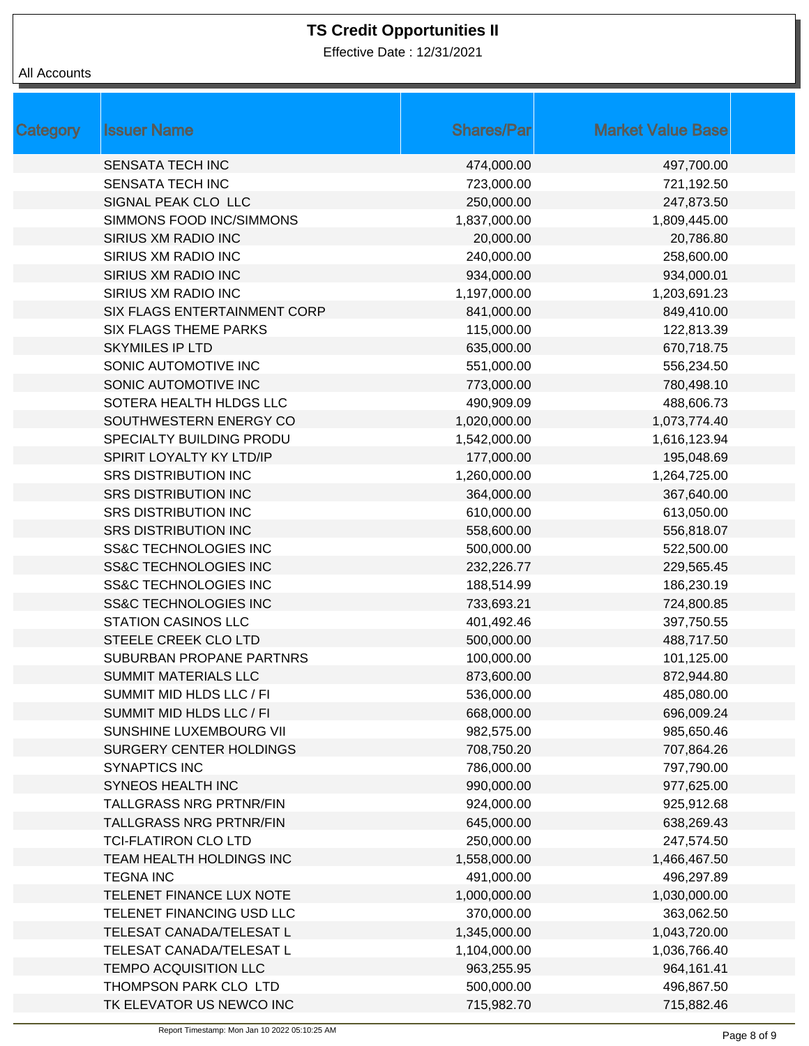# TS Credit Opportunities II

Effective Date : 12/31/2021

All Accounts

| Category | Issuer Name | Shares/Par | Market Value Base |
|---|---|---|---|
| | SENSATA TECH INC | 474,000.00 | 497,700.00 |
| | SENSATA TECH INC | 723,000.00 | 721,192.50 |
| | SIGNAL PEAK CLO LLC | 250,000.00 | 247,873.50 |
| | SIMMONS FOOD INC/SIMMONS | 1,837,000.00 | 1,809,445.00 |
| | SIRIUS XM RADIO INC | 20,000.00 | 20,786.80 |
| | SIRIUS XM RADIO INC | 240,000.00 | 258,600.00 |
| | SIRIUS XM RADIO INC | 934,000.00 | 934,000.01 |
| | SIRIUS XM RADIO INC | 1,197,000.00 | 1,203,691.23 |
| | SIX FLAGS ENTERTAINMENT CORP | 841,000.00 | 849,410.00 |
| | SIX FLAGS THEME PARKS | 115,000.00 | 122,813.39 |
| | SKYMILES IP LTD | 635,000.00 | 670,718.75 |
| | SONIC AUTOMOTIVE INC | 551,000.00 | 556,234.50 |
| | SONIC AUTOMOTIVE INC | 773,000.00 | 780,498.10 |
| | SOTERA HEALTH HLDGS LLC | 490,909.09 | 488,606.73 |
| | SOUTHWESTERN ENERGY CO | 1,020,000.00 | 1,073,774.40 |
| | SPECIALTY BUILDING PRODU | 1,542,000.00 | 1,616,123.94 |
| | SPIRIT LOYALTY KY LTD/IP | 177,000.00 | 195,048.69 |
| | SRS DISTRIBUTION INC | 1,260,000.00 | 1,264,725.00 |
| | SRS DISTRIBUTION INC | 364,000.00 | 367,640.00 |
| | SRS DISTRIBUTION INC | 610,000.00 | 613,050.00 |
| | SRS DISTRIBUTION INC | 558,600.00 | 556,818.07 |
| | SS&C TECHNOLOGIES INC | 500,000.00 | 522,500.00 |
| | SS&C TECHNOLOGIES INC | 232,226.77 | 229,565.45 |
| | SS&C TECHNOLOGIES INC | 188,514.99 | 186,230.19 |
| | SS&C TECHNOLOGIES INC | 733,693.21 | 724,800.85 |
| | STATION CASINOS LLC | 401,492.46 | 397,750.55 |
| | STEELE CREEK CLO LTD | 500,000.00 | 488,717.50 |
| | SUBURBAN PROPANE PARTNRS | 100,000.00 | 101,125.00 |
| | SUMMIT MATERIALS LLC | 873,600.00 | 872,944.80 |
| | SUMMIT MID HLDS LLC / FI | 536,000.00 | 485,080.00 |
| | SUMMIT MID HLDS LLC / FI | 668,000.00 | 696,009.24 |
| | SUNSHINE LUXEMBOURG VII | 982,575.00 | 985,650.46 |
| | SURGERY CENTER HOLDINGS | 708,750.20 | 707,864.26 |
| | SYNAPTICS INC | 786,000.00 | 797,790.00 |
| | SYNEOS HEALTH INC | 990,000.00 | 977,625.00 |
| | TALLGRASS NRG PRTNR/FIN | 924,000.00 | 925,912.68 |
| | TALLGRASS NRG PRTNR/FIN | 645,000.00 | 638,269.43 |
| | TCI-FLATIRON CLO LTD | 250,000.00 | 247,574.50 |
| | TEAM HEALTH HOLDINGS INC | 1,558,000.00 | 1,466,467.50 |
| | TEGNA INC | 491,000.00 | 496,297.89 |
| | TELENET FINANCE LUX NOTE | 1,000,000.00 | 1,030,000.00 |
| | TELENET FINANCING USD LLC | 370,000.00 | 363,062.50 |
| | TELESAT CANADA/TELESAT L | 1,345,000.00 | 1,043,720.00 |
| | TELESAT CANADA/TELESAT L | 1,104,000.00 | 1,036,766.40 |
| | TEMPO ACQUISITION LLC | 963,255.95 | 964,161.41 |
| | THOMPSON PARK CLO LTD | 500,000.00 | 496,867.50 |
| | TK ELEVATOR US NEWCO INC | 715,982.70 | 715,882.46 |

Report Timestamp: Mon Jan 10 2022 05:10:25 AM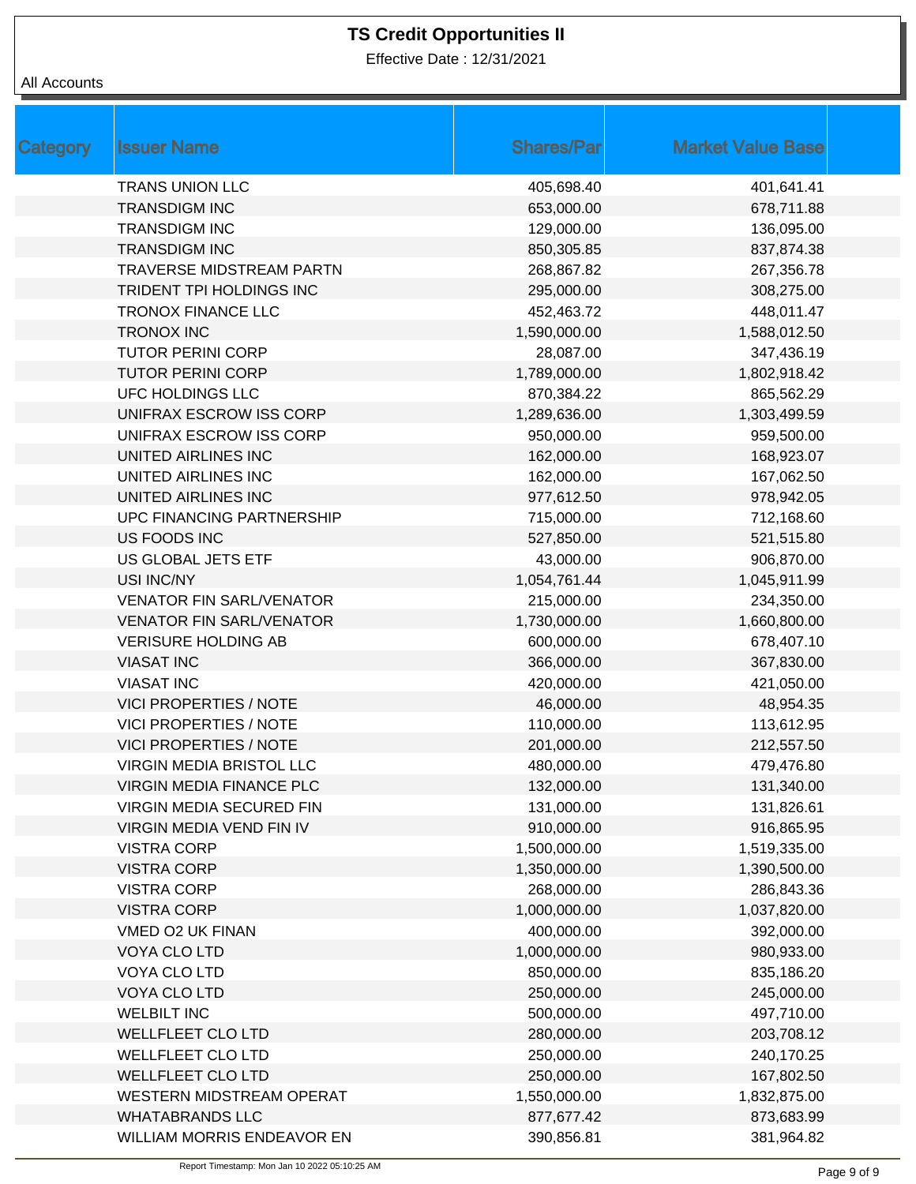# TS Credit Opportunities II

Effective Date : 12/31/2021

All Accounts

| Category | Issuer Name | Shares/Par | Market Value Base |
|---|---|---|---|
| | TRANS UNION LLC | 405,698.40 | 401,641.41 |
| | TRANSDIGM INC | 653,000.00 | 678,711.88 |
| | TRANSDIGM INC | 129,000.00 | 136,095.00 |
| | TRANSDIGM INC | 850,305.85 | 837,874.38 |
| | TRAVERSE MIDSTREAM PARTN | 268,867.82 | 267,356.78 |
| | TRIDENT TPI HOLDINGS INC | 295,000.00 | 308,275.00 |
| | TRONOX FINANCE LLC | 452,463.72 | 448,011.47 |
| | TRONOX INC | 1,590,000.00 | 1,588,012.50 |
| | TUTOR PERINI CORP | 28,087.00 | 347,436.19 |
| | TUTOR PERINI CORP | 1,789,000.00 | 1,802,918.42 |
| | UFC HOLDINGS LLC | 870,384.22 | 865,562.29 |
| | UNIFRAX ESCROW ISS CORP | 1,289,636.00 | 1,303,499.59 |
| | UNIFRAX ESCROW ISS CORP | 950,000.00 | 959,500.00 |
| | UNITED AIRLINES INC | 162,000.00 | 168,923.07 |
| | UNITED AIRLINES INC | 162,000.00 | 167,062.50 |
| | UNITED AIRLINES INC | 977,612.50 | 978,942.05 |
| | UPC FINANCING PARTNERSHIP | 715,000.00 | 712,168.60 |
| | US FOODS INC | 527,850.00 | 521,515.80 |
| | US GLOBAL JETS ETF | 43,000.00 | 906,870.00 |
| | USI INC/NY | 1,054,761.44 | 1,045,911.99 |
| | VENATOR FIN SARL/VENATOR | 215,000.00 | 234,350.00 |
| | VENATOR FIN SARL/VENATOR | 1,730,000.00 | 1,660,800.00 |
| | VERISURE HOLDING AB | 600,000.00 | 678,407.10 |
| | VIASAT INC | 366,000.00 | 367,830.00 |
| | VIASAT INC | 420,000.00 | 421,050.00 |
| | VICI PROPERTIES / NOTE | 46,000.00 | 48,954.35 |
| | VICI PROPERTIES / NOTE | 110,000.00 | 113,612.95 |
| | VICI PROPERTIES / NOTE | 201,000.00 | 212,557.50 |
| | VIRGIN MEDIA BRISTOL LLC | 480,000.00 | 479,476.80 |
| | VIRGIN MEDIA FINANCE PLC | 132,000.00 | 131,340.00 |
| | VIRGIN MEDIA SECURED FIN | 131,000.00 | 131,826.61 |
| | VIRGIN MEDIA VEND FIN IV | 910,000.00 | 916,865.95 |
| | VISTRA CORP | 1,500,000.00 | 1,519,335.00 |
| | VISTRA CORP | 1,350,000.00 | 1,390,500.00 |
| | VISTRA CORP | 268,000.00 | 286,843.36 |
| | VISTRA CORP | 1,000,000.00 | 1,037,820.00 |
| | VMED O2 UK FINAN | 400,000.00 | 392,000.00 |
| | VOYA CLO LTD | 1,000,000.00 | 980,933.00 |
| | VOYA CLO LTD | 850,000.00 | 835,186.20 |
| | VOYA CLO LTD | 250,000.00 | 245,000.00 |
| | WELBILT INC | 500,000.00 | 497,710.00 |
| | WELLFLEET CLO LTD | 280,000.00 | 203,708.12 |
| | WELLFLEET CLO LTD | 250,000.00 | 240,170.25 |
| | WELLFLEET CLO LTD | 250,000.00 | 167,802.50 |
| | WESTERN MIDSTREAM OPERAT | 1,550,000.00 | 1,832,875.00 |
| | WHATABRANDS LLC | 877,677.42 | 873,683.99 |
| | WILLIAM MORRIS ENDEAVOR EN | 390,856.81 | 381,964.82 |

Report Timestamp: Mon Jan 10 2022 05:10:25 AM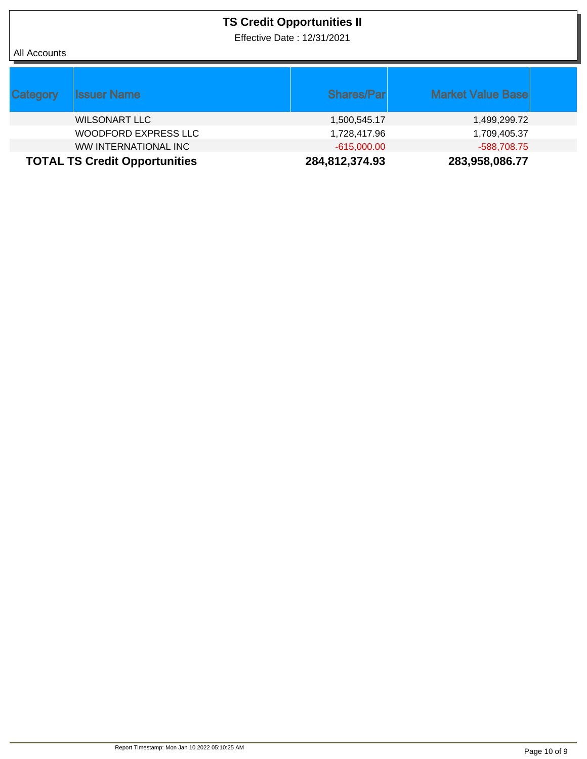# TS Credit Opportunities II

Effective Date : 12/31/2021

All Accounts

| Category | Issuer Name | Shares/Par | Market Value Base |
|---|---|---|---|
| | WILSONART LLC | 1,500,545.17 | 1,499,299.72 |
| | WOODFORD EXPRESS LLC | 1,728,417.96 | 1,709,405.37 |
| | WW INTERNATIONAL INC | -615,000.00 | -588,708.75 |
| **TOTAL TS Credit Opportunities** | | **284,812,374.93** | **283,958,086.77** |

Report Timestamp: Mon Jan 10 2022 05:10:25 AM